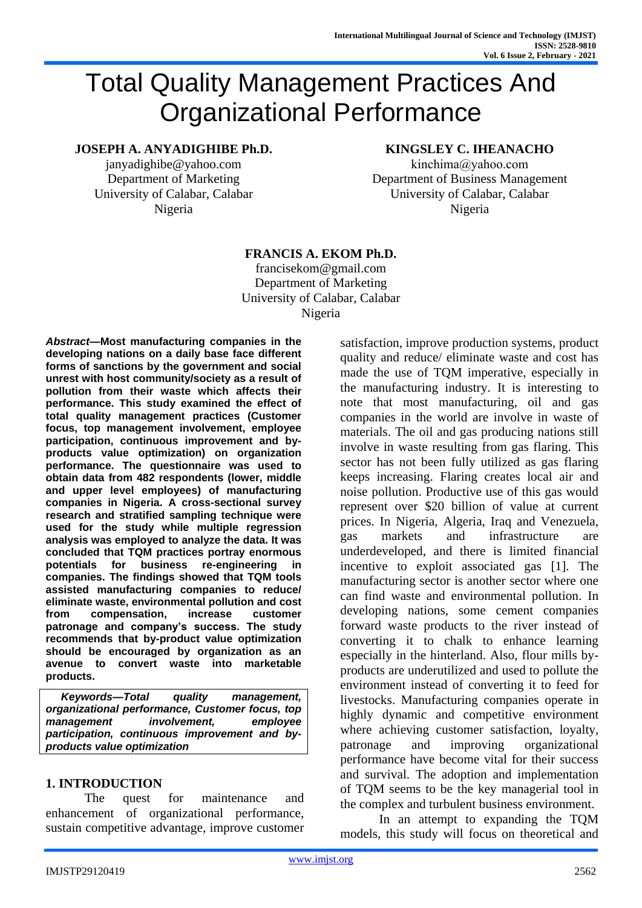# Total Quality Management Practices And Organizational Performance

**JOSEPH A. ANYADIGHIBE Ph.D.**
janyadighibe@yahoo.com
Department of Marketing
University of Calabar, Calabar
Nigeria

**KINGSLEY C. IHEANACHO**
kinchima@yahoo.com
Department of Business Management
University of Calabar, Calabar
Nigeria

**FRANCIS A. EKOM Ph.D.**
francisekom@gmail.com
Department of Marketing
University of Calabar, Calabar
Nigeria

***Abstract*—Most manufacturing companies in the developing nations on a daily base face different forms of sanctions by the government and social unrest with host community/society as a result of pollution from their waste which affects their performance. This study examined the effect of total quality management practices (Customer focus, top management involvement, employee participation, continuous improvement and by-products value optimization) on organization performance. The questionnaire was used to obtain data from 482 respondents (lower, middle and upper level employees) of manufacturing companies in Nigeria. A cross-sectional survey research and stratified sampling technique were used for the study while multiple regression analysis was employed to analyze the data. It was concluded that TQM practices portray enormous potentials for business re-engineering in companies. The findings showed that TQM tools assisted manufacturing companies to reduce/ eliminate waste, environmental pollution and cost from compensation, increase customer patronage and company's success. The study recommends that by-product value optimization should be encouraged by organization as an avenue to convert waste into marketable products.**

***Keywords—Total quality management, organizational performance, Customer focus, top management involvement, employee participation, continuous improvement and by-products value optimization***

## 1. INTRODUCTION

The quest for maintenance and enhancement of organizational performance, sustain competitive advantage, improve customer satisfaction, improve production systems, product quality and reduce/ eliminate waste and cost has made the use of TQM imperative, especially in the manufacturing industry. It is interesting to note that most manufacturing, oil and gas companies in the world are involve in waste of materials. The oil and gas producing nations still involve in waste resulting from gas flaring. This sector has not been fully utilized as gas flaring keeps increasing. Flaring creates local air and noise pollution. Productive use of this gas would represent over $20 billion of value at current prices. In Nigeria, Algeria, Iraq and Venezuela, gas markets and infrastructure are underdeveloped, and there is limited financial incentive to exploit associated gas [1]. The manufacturing sector is another sector where one can find waste and environmental pollution. In developing nations, some cement companies forward waste products to the river instead of converting it to chalk to enhance learning especially in the hinterland. Also, flour mills by-products are underutilized and used to pollute the environment instead of converting it to feed for livestocks. Manufacturing companies operate in highly dynamic and competitive environment where achieving customer satisfaction, loyalty, patronage and improving organizational performance have become vital for their success and survival. The adoption and implementation of TQM seems to be the key managerial tool in the complex and turbulent business environment.

In an attempt to expanding the TQM models, this study will focus on theoretical and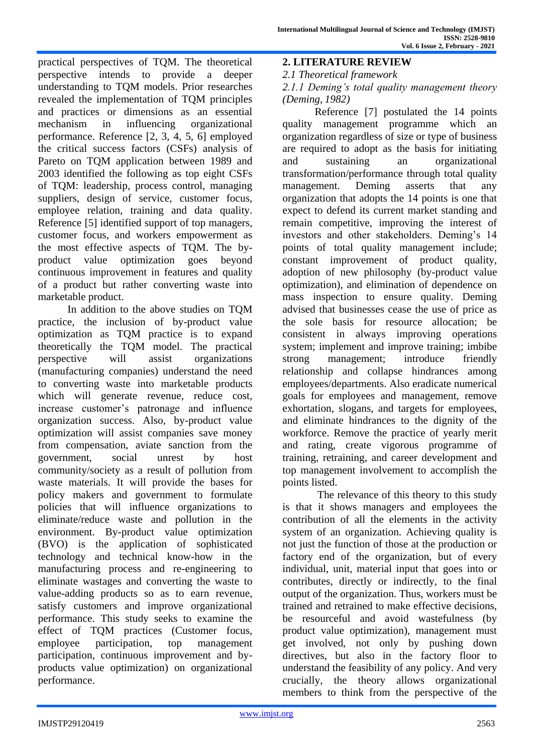practical perspectives of TQM. The theoretical perspective intends to provide a deeper understanding to TQM models. Prior researches revealed the implementation of TQM principles and practices or dimensions as an essential mechanism in influencing organizational performance. Reference [2, 3, 4, 5, 6] employed the critical success factors (CSFs) analysis of Pareto on TQM application between 1989 and 2003 identified the following as top eight CSFs of TQM: leadership, process control, managing suppliers, design of service, customer focus, employee relation, training and data quality. Reference [5] identified support of top managers, customer focus, and workers empowerment as the most effective aspects of TQM. The by-product value optimization goes beyond continuous improvement in features and quality of a product but rather converting waste into marketable product.

In addition to the above studies on TQM practice, the inclusion of by-product value optimization as TQM practice is to expand theoretically the TQM model. The practical perspective will assist organizations (manufacturing companies) understand the need to converting waste into marketable products which will generate revenue, reduce cost, increase customer's patronage and influence organization success. Also, by-product value optimization will assist companies save money from compensation, aviate sanction from the government, social unrest by host community/society as a result of pollution from waste materials. It will provide the bases for policy makers and government to formulate policies that will influence organizations to eliminate/reduce waste and pollution in the environment. By-product value optimization (BVO) is the application of sophisticated technology and technical know-how in the manufacturing process and re-engineering to eliminate wastages and converting the waste to value-adding products so as to earn revenue, satisfy customers and improve organizational performance. This study seeks to examine the effect of TQM practices (Customer focus, employee participation, top management participation, continuous improvement and by-products value optimization) on organizational performance.

## 2. LITERATURE REVIEW

### *2.1 Theoretical framework*

#### *2.1.1 Deming's total quality management theory (Deming, 1982)*

Reference [7] postulated the 14 points quality management programme which an organization regardless of size or type of business are required to adopt as the basis for initiating and sustaining an organizational transformation/performance through total quality management. Deming asserts that any organization that adopts the 14 points is one that expect to defend its current market standing and remain competitive, improving the interest of investors and other stakeholders. Deming's 14 points of total quality management include; constant improvement of product quality, adoption of new philosophy (by-product value optimization), and elimination of dependence on mass inspection to ensure quality. Deming advised that businesses cease the use of price as the sole basis for resource allocation; be consistent in always improving operations system; implement and improve training; imbibe strong management; introduce friendly relationship and collapse hindrances among employees/departments. Also eradicate numerical goals for employees and management, remove exhortation, slogans, and targets for employees, and eliminate hindrances to the dignity of the workforce. Remove the practice of yearly merit and rating, create vigorous programme of training, retraining, and career development and top management involvement to accomplish the points listed.

The relevance of this theory to this study is that it shows managers and employees the contribution of all the elements in the activity system of an organization. Achieving quality is not just the function of those at the production or factory end of the organization, but of every individual, unit, material input that goes into or contributes, directly or indirectly, to the final output of the organization. Thus, workers must be trained and retrained to make effective decisions, be resourceful and avoid wastefulness (by product value optimization), management must get involved, not only by pushing down directives, but also in the factory floor to understand the feasibility of any policy. And very crucially, the theory allows organizational members to think from the perspective of the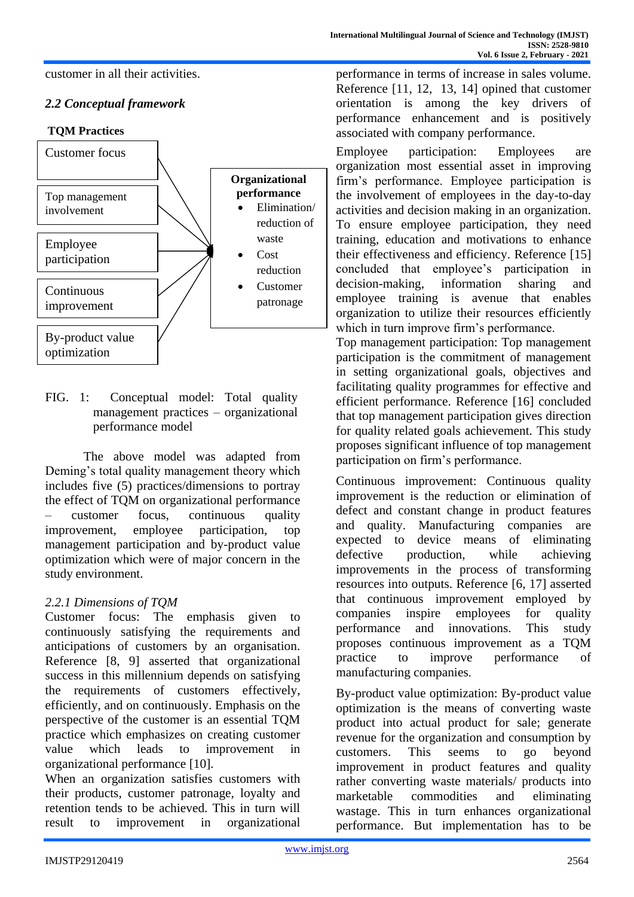customer in all their activities.

### *2.2 Conceptual framework*

**TQM Practices**

- Customer focus
- Top management involvement
- Employee participation
- Continuous improvement
- By-product value optimization

**Organizational performance**

- Elimination/ reduction of waste
- Cost reduction
- Customer patronage

FIG. 1: Conceptual model: Total quality management practices – organizational performance model

The above model was adapted from Deming's total quality management theory which includes five (5) practices/dimensions to portray the effect of TQM on organizational performance – customer focus, continuous quality improvement, employee participation, top management participation and by-product value optimization which were of major concern in the study environment.

#### *2.2.1 Dimensions of TQM*

Customer focus: The emphasis given to continuously satisfying the requirements and anticipations of customers by an organisation. Reference [8, 9] asserted that organizational success in this millennium depends on satisfying the requirements of customers effectively, efficiently, and on continuously. Emphasis on the perspective of the customer is an essential TQM practice which emphasizes on creating customer value which leads to improvement in organizational performance [10].

When an organization satisfies customers with their products, customer patronage, loyalty and retention tends to be achieved. This in turn will result to improvement in organizational performance in terms of increase in sales volume. Reference [11, 12, 13, 14] opined that customer orientation is among the key drivers of performance enhancement and is positively associated with company performance.

Employee participation: Employees are organization most essential asset in improving firm's performance. Employee participation is the involvement of employees in the day-to-day activities and decision making in an organization. To ensure employee participation, they need training, education and motivations to enhance their effectiveness and efficiency. Reference [15] concluded that employee's participation in decision-making, information sharing and employee training is avenue that enables organization to utilize their resources efficiently which in turn improve firm's performance.

Top management participation: Top management participation is the commitment of management in setting organizational goals, objectives and facilitating quality programmes for effective and efficient performance. Reference [16] concluded that top management participation gives direction for quality related goals achievement. This study proposes significant influence of top management participation on firm's performance.

Continuous improvement: Continuous quality improvement is the reduction or elimination of defect and constant change in product features and quality. Manufacturing companies are expected to device means of eliminating defective production, while achieving improvements in the process of transforming resources into outputs. Reference [6, 17] asserted that continuous improvement employed by companies inspire employees for quality performance and innovations. This study proposes continuous improvement as a TQM practice to improve performance of manufacturing companies.

By-product value optimization: By-product value optimization is the means of converting waste product into actual product for sale; generate revenue for the organization and consumption by customers. This seems to go beyond improvement in product features and quality rather converting waste materials/ products into marketable commodities and eliminating wastage. This in turn enhances organizational performance. But implementation has to be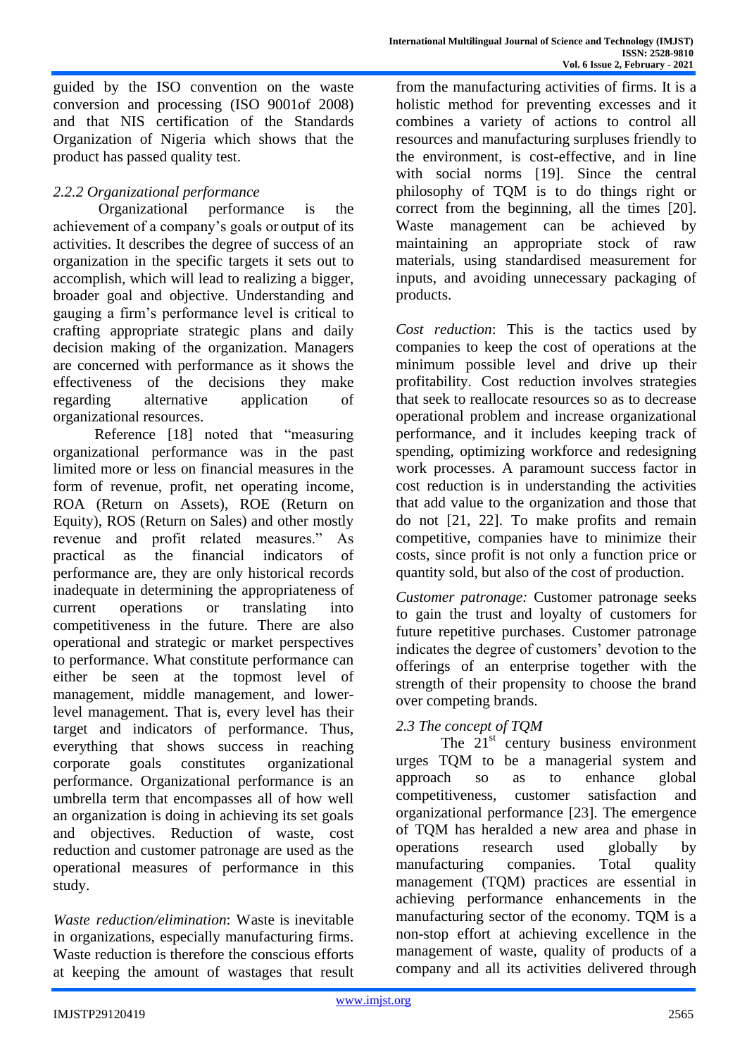guided by the ISO convention on the waste conversion and processing (ISO 9001of 2008) and that NIS certification of the Standards Organization of Nigeria which shows that the product has passed quality test.

### *2.2.2 Organizational performance*

Organizational performance is the achievement of a company's goals or output of its activities. It describes the degree of success of an organization in the specific targets it sets out to accomplish, which will lead to realizing a bigger, broader goal and objective. Understanding and gauging a firm's performance level is critical to crafting appropriate strategic plans and daily decision making of the organization. Managers are concerned with performance as it shows the effectiveness of the decisions they make regarding alternative application of organizational resources.

Reference [18] noted that "measuring organizational performance was in the past limited more or less on financial measures in the form of revenue, profit, net operating income, ROA (Return on Assets), ROE (Return on Equity), ROS (Return on Sales) and other mostly revenue and profit related measures." As practical as the financial indicators of performance are, they are only historical records inadequate in determining the appropriateness of current operations or translating into competitiveness in the future. There are also operational and strategic or market perspectives to performance. What constitute performance can either be seen at the topmost level of management, middle management, and lower-level management. That is, every level has their target and indicators of performance. Thus, everything that shows success in reaching corporate goals constitutes organizational performance. Organizational performance is an umbrella term that encompasses all of how well an organization is doing in achieving its set goals and objectives. Reduction of waste, cost reduction and customer patronage are used as the operational measures of performance in this study.

*Waste reduction/elimination*: Waste is inevitable in organizations, especially manufacturing firms. Waste reduction is therefore the conscious efforts at keeping the amount of wastages that result from the manufacturing activities of firms. It is a holistic method for preventing excesses and it combines a variety of actions to control all resources and manufacturing surpluses friendly to the environment, is cost-effective, and in line with social norms [19]. Since the central philosophy of TQM is to do things right or correct from the beginning, all the times [20]. Waste management can be achieved by maintaining an appropriate stock of raw materials, using standardised measurement for inputs, and avoiding unnecessary packaging of products.

*Cost reduction*: This is the tactics used by companies to keep the cost of operations at the minimum possible level and drive up their profitability. Cost reduction involves strategies that seek to reallocate resources so as to decrease operational problem and increase organizational performance, and it includes keeping track of spending, optimizing workforce and redesigning work processes. A paramount success factor in cost reduction is in understanding the activities that add value to the organization and those that do not [21, 22]. To make profits and remain competitive, companies have to minimize their costs, since profit is not only a function price or quantity sold, but also of the cost of production.

*Customer patronage:* Customer patronage seeks to gain the trust and loyalty of customers for future repetitive purchases. Customer patronage indicates the degree of customers' devotion to the offerings of an enterprise together with the strength of their propensity to choose the brand over competing brands.

### *2.3 The concept of TQM*

The 21st century business environment urges TQM to be a managerial system and approach so as to enhance global competitiveness, customer satisfaction and organizational performance [23]. The emergence of TQM has heralded a new area and phase in operations research used globally by manufacturing companies. Total quality management (TQM) practices are essential in achieving performance enhancements in the manufacturing sector of the economy. TQM is a non-stop effort at achieving excellence in the management of waste, quality of products of a company and all its activities delivered through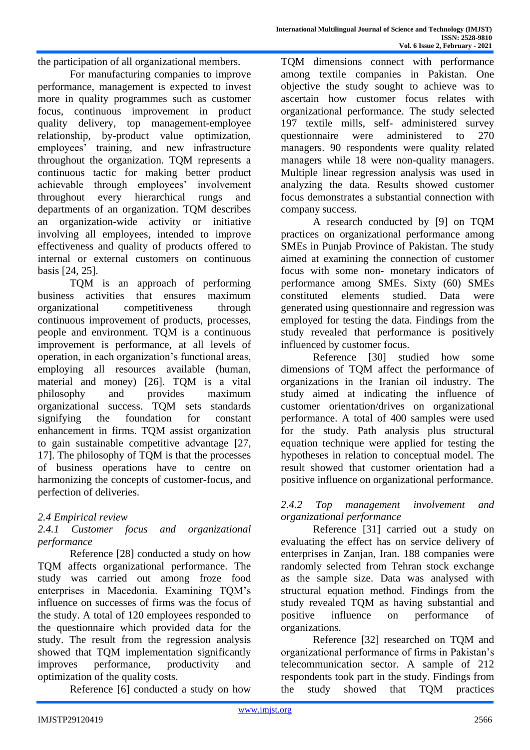the participation of all organizational members.

For manufacturing companies to improve performance, management is expected to invest more in quality programmes such as customer focus, continuous improvement in product quality delivery, top management-employee relationship, by-product value optimization, employees' training, and new infrastructure throughout the organization. TQM represents a continuous tactic for making better product achievable through employees' involvement throughout every hierarchical rungs and departments of an organization. TQM describes an organization-wide activity or initiative involving all employees, intended to improve effectiveness and quality of products offered to internal or external customers on continuous basis [24, 25].

TQM is an approach of performing business activities that ensures maximum organizational competitiveness through continuous improvement of products, processes, people and environment. TQM is a continuous improvement is performance, at all levels of operation, in each organization's functional areas, employing all resources available (human, material and money) [26]. TQM is a vital philosophy and provides maximum organizational success. TQM sets standards signifying the foundation for constant enhancement in firms. TQM assist organization to gain sustainable competitive advantage [27, 17]. The philosophy of TQM is that the processes of business operations have to centre on harmonizing the concepts of customer-focus, and perfection of deliveries.

### *2.4 Empirical review*

#### *2.4.1 Customer focus and organizational performance*

Reference [28] conducted a study on how TQM affects organizational performance. The study was carried out among froze food enterprises in Macedonia. Examining TQM's influence on successes of firms was the focus of the study. A total of 120 employees responded to the questionnaire which provided data for the study. The result from the regression analysis showed that TQM implementation significantly improves performance, productivity and optimization of the quality costs.

Reference [6] conducted a study on how TQM dimensions connect with performance among textile companies in Pakistan. One objective the study sought to achieve was to ascertain how customer focus relates with organizational performance. The study selected 197 textile mills, self- administered survey questionnaire were administered to 270 managers. 90 respondents were quality related managers while 18 were non-quality managers. Multiple linear regression analysis was used in analyzing the data. Results showed customer focus demonstrates a substantial connection with company success.

A research conducted by [9] on TQM practices on organizational performance among SMEs in Punjab Province of Pakistan. The study aimed at examining the connection of customer focus with some non- monetary indicators of performance among SMEs. Sixty (60) SMEs constituted elements studied. Data were generated using questionnaire and regression was employed for testing the data. Findings from the study revealed that performance is positively influenced by customer focus.

Reference [30] studied how some dimensions of TQM affect the performance of organizations in the Iranian oil industry. The study aimed at indicating the influence of customer orientation/drives on organizational performance. A total of 400 samples were used for the study. Path analysis plus structural equation technique were applied for testing the hypotheses in relation to conceptual model. The result showed that customer orientation had a positive influence on organizational performance.

#### *2.4.2 Top management involvement and organizational performance*

Reference [31] carried out a study on evaluating the effect has on service delivery of enterprises in Zanjan, Iran. 188 companies were randomly selected from Tehran stock exchange as the sample size. Data was analysed with structural equation method. Findings from the study revealed TQM as having substantial and positive influence on performance of organizations.

Reference [32] researched on TQM and organizational performance of firms in Pakistan's telecommunication sector. A sample of 212 respondents took part in the study. Findings from the study showed that TQM practices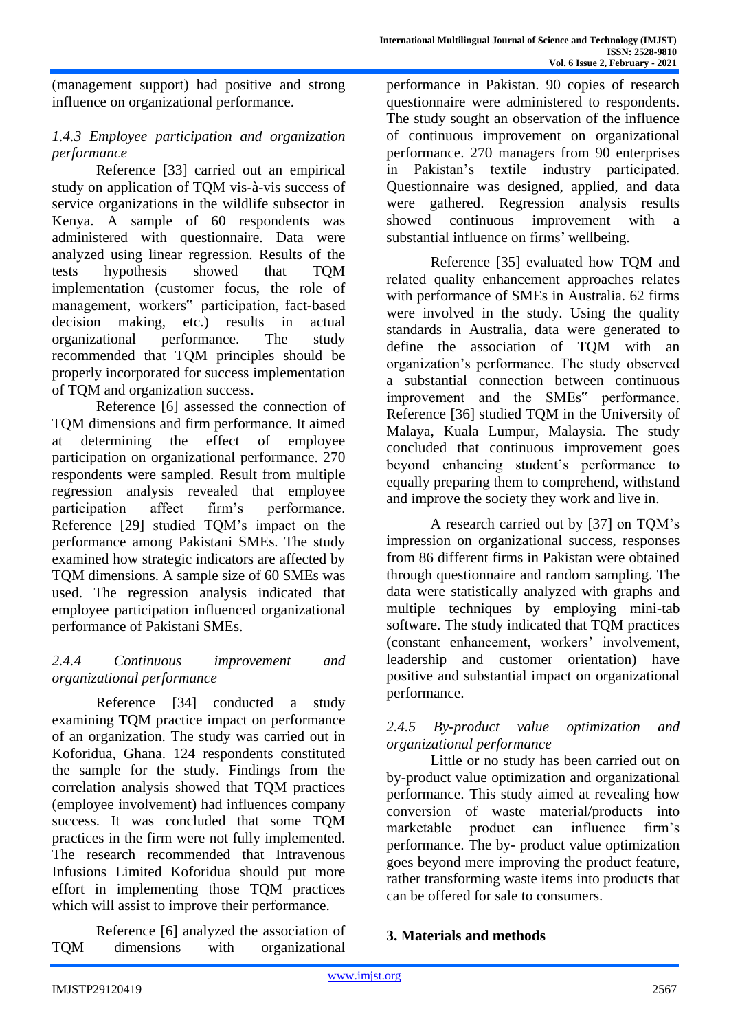(management support) had positive and strong influence on organizational performance.

### *1.4.3 Employee participation and organization performance*

Reference [33] carried out an empirical study on application of TQM vis-à-vis success of service organizations in the wildlife subsector in Kenya. A sample of 60 respondents was administered with questionnaire. Data were analyzed using linear regression. Results of the tests hypothesis showed that TQM implementation (customer focus, the role of management, workers‟ participation, fact-based decision making, etc.) results in actual organizational performance. The study recommended that TQM principles should be properly incorporated for success implementation of TQM and organization success.

Reference [6] assessed the connection of TQM dimensions and firm performance. It aimed at determining the effect of employee participation on organizational performance. 270 respondents were sampled. Result from multiple regression analysis revealed that employee participation affect firm's performance. Reference [29] studied TQM's impact on the performance among Pakistani SMEs. The study examined how strategic indicators are affected by TQM dimensions. A sample size of 60 SMEs was used. The regression analysis indicated that employee participation influenced organizational performance of Pakistani SMEs.

### *2.4.4 Continuous improvement and organizational performance*

Reference [34] conducted a study examining TQM practice impact on performance of an organization. The study was carried out in Koforidua, Ghana. 124 respondents constituted the sample for the study. Findings from the correlation analysis showed that TQM practices (employee involvement) had influences company success. It was concluded that some TQM practices in the firm were not fully implemented. The research recommended that Intravenous Infusions Limited Koforidua should put more effort in implementing those TQM practices which will assist to improve their performance.

Reference [6] analyzed the association of TQM dimensions with organizational performance in Pakistan. 90 copies of research questionnaire were administered to respondents. The study sought an observation of the influence of continuous improvement on organizational performance. 270 managers from 90 enterprises in Pakistan's textile industry participated. Questionnaire was designed, applied, and data were gathered. Regression analysis results showed continuous improvement with a substantial influence on firms' wellbeing.

Reference [35] evaluated how TQM and related quality enhancement approaches relates with performance of SMEs in Australia. 62 firms were involved in the study. Using the quality standards in Australia, data were generated to define the association of TQM with an organization's performance. The study observed a substantial connection between continuous improvement and the SMEs‟ performance. Reference [36] studied TQM in the University of Malaya, Kuala Lumpur, Malaysia. The study concluded that continuous improvement goes beyond enhancing student's performance to equally preparing them to comprehend, withstand and improve the society they work and live in.

A research carried out by [37] on TQM's impression on organizational success, responses from 86 different firms in Pakistan were obtained through questionnaire and random sampling. The data were statistically analyzed with graphs and multiple techniques by employing mini-tab software. The study indicated that TQM practices (constant enhancement, workers' involvement, leadership and customer orientation) have positive and substantial impact on organizational performance.

### *2.4.5 By-product value optimization and organizational performance*

Little or no study has been carried out on by-product value optimization and organizational performance. This study aimed at revealing how conversion of waste material/products into marketable product can influence firm's performance. The by- product value optimization goes beyond mere improving the product feature, rather transforming waste items into products that can be offered for sale to consumers.

## 3. Materials and methods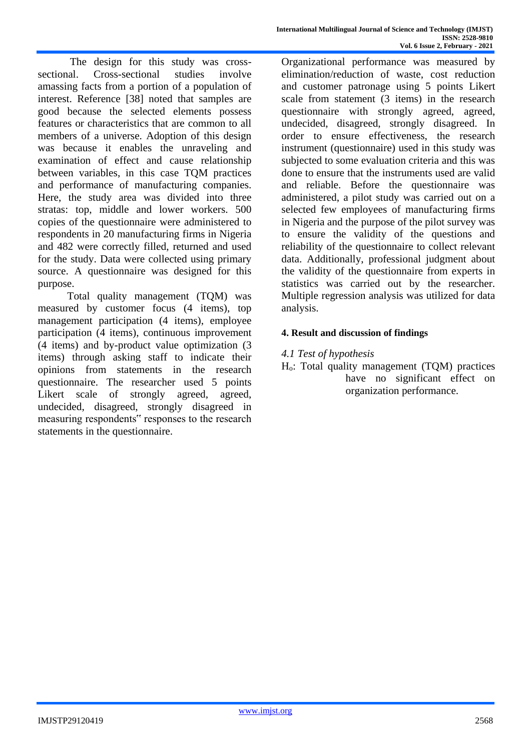The design for this study was cross-sectional. Cross-sectional studies involve amassing facts from a portion of a population of interest. Reference [38] noted that samples are good because the selected elements possess features or characteristics that are common to all members of a universe. Adoption of this design was because it enables the unraveling and examination of effect and cause relationship between variables, in this case TQM practices and performance of manufacturing companies. Here, the study area was divided into three stratas: top, middle and lower workers. 500 copies of the questionnaire were administered to respondents in 20 manufacturing firms in Nigeria and 482 were correctly filled, returned and used for the study. Data were collected using primary source. A questionnaire was designed for this purpose.

Total quality management (TQM) was measured by customer focus (4 items), top management participation (4 items), employee participation (4 items), continuous improvement (4 items) and by-product value optimization (3 items) through asking staff to indicate their opinions from statements in the research questionnaire. The researcher used 5 points Likert scale of strongly agreed, agreed, undecided, disagreed, strongly disagreed in measuring respondents" responses to the research statements in the questionnaire.

Organizational performance was measured by elimination/reduction of waste, cost reduction and customer patronage using 5 points Likert scale from statement (3 items) in the research questionnaire with strongly agreed, agreed, undecided, disagreed, strongly disagreed. In order to ensure effectiveness, the research instrument (questionnaire) used in this study was subjected to some evaluation criteria and this was done to ensure that the instruments used are valid and reliable. Before the questionnaire was administered, a pilot study was carried out on a selected few employees of manufacturing firms in Nigeria and the purpose of the pilot survey was to ensure the validity of the questions and reliability of the questionnaire to collect relevant data. Additionally, professional judgment about the validity of the questionnaire from experts in statistics was carried out by the researcher. Multiple regression analysis was utilized for data analysis.

## 4. Result and discussion of findings

### *4.1 Test of hypothesis*

$H_o$: Total quality management (TQM) practices have no significant effect on organization performance.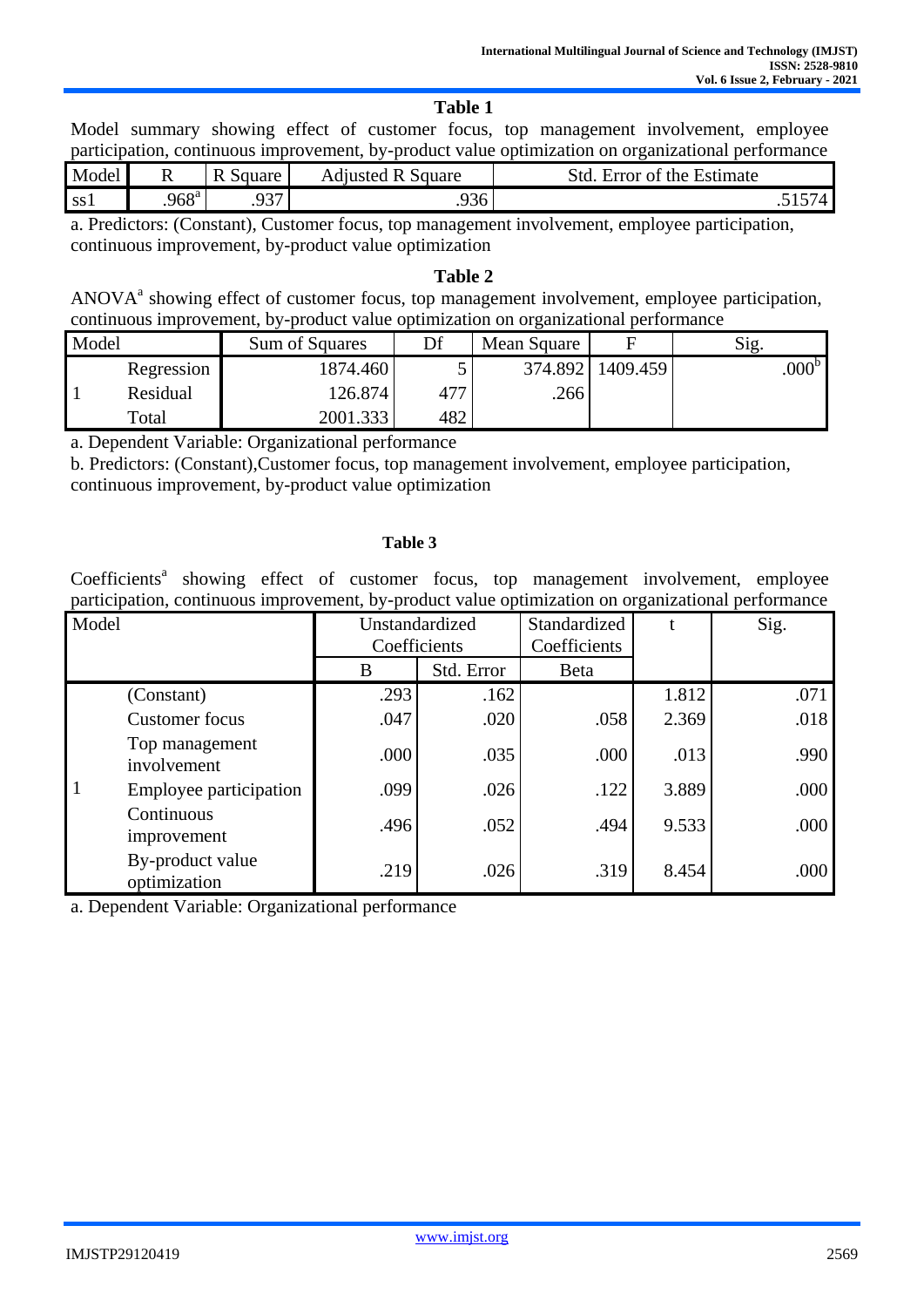**Table 1**

Model summary showing effect of customer focus, top management involvement, employee participation, continuous improvement, by-product value optimization on organizational performance

| Model | R | R Square | Adjusted R Square | Std. Error of the Estimate |
|---|---|---|---|---|
| ss1 | .968[a] | .937 | .936 | .51574 |

a. Predictors: (Constant), Customer focus, top management involvement, employee participation, continuous improvement, by-product value optimization

**Table 2**

ANOVA[a] showing effect of customer focus, top management involvement, employee participation, continuous improvement, by-product value optimization on organizational performance

| Model | | Sum of Squares | Df | Mean Square | F | Sig. |
|---|---|---|---|---|---|---|
| 1 | Regression | 1874.460 | 5 | 374.892 | 1409.459 | .000[b] |
| | Residual | 126.874 | 477 | .266 | | |
| | Total | 2001.333 | 482 | | | |

a. Dependent Variable: Organizational performance

b. Predictors: (Constant),Customer focus, top management involvement, employee participation, continuous improvement, by-product value optimization

**Table 3**

Coefficients[a] showing effect of customer focus, top management involvement, employee participation, continuous improvement, by-product value optimization on organizational performance

| Model | | Unstandardized Coefficients | | Standardized Coefficients | t | Sig. |
|---|---|---|---|---|---|---|
| | | B | Std. Error | Beta | | |
| 1 | (Constant) | .293 | .162 | | 1.812 | .071 |
| | Customer focus | .047 | .020 | .058 | 2.369 | .018 |
| | Top management involvement | .000 | .035 | .000 | .013 | .990 |
| | Employee participation | .099 | .026 | .122 | 3.889 | .000 |
| | Continuous improvement | .496 | .052 | .494 | 9.533 | .000 |
| | By-product value optimization | .219 | .026 | .319 | 8.454 | .000 |

a. Dependent Variable: Organizational performance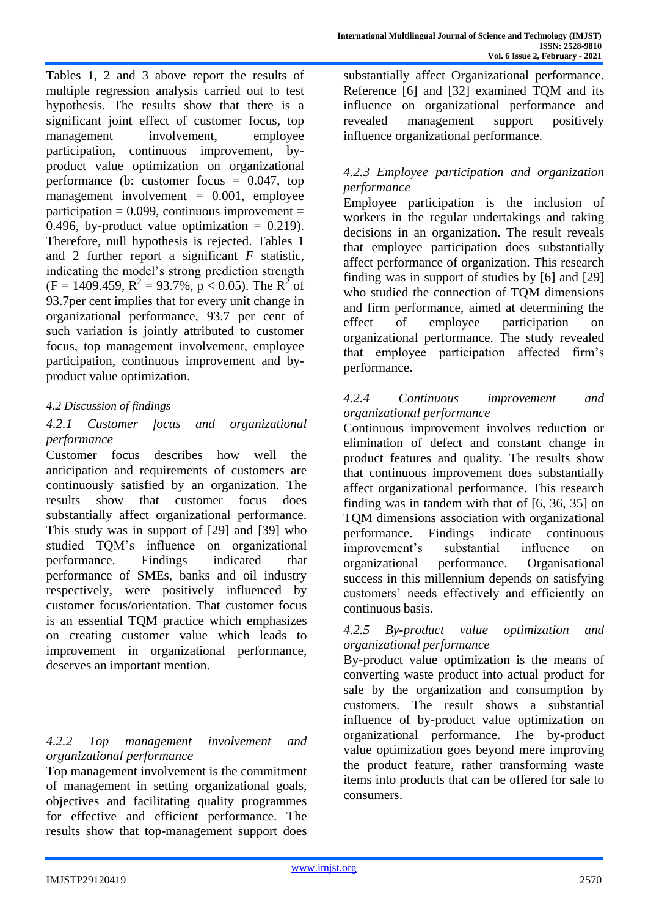Tables 1, 2 and 3 above report the results of multiple regression analysis carried out to test hypothesis. The results show that there is a significant joint effect of customer focus, top management involvement, employee participation, continuous improvement, by-product value optimization on organizational performance (b: customer focus = 0.047, top management involvement = 0.001, employee participation = 0.099, continuous improvement = 0.496, by-product value optimization = 0.219). Therefore, null hypothesis is rejected. Tables 1 and 2 further report a significant *F* statistic, indicating the model's strong prediction strength ($F = 1409.459$, $R^2 = 93.7\%$, $p < 0.05$). The $R^2$ of 93.7per cent implies that for every unit change in organizational performance, 93.7 per cent of such variation is jointly attributed to customer focus, top management involvement, employee participation, continuous improvement and by-product value optimization.

### *4.2 Discussion of findings*

#### *4.2.1 Customer focus and organizational performance*

Customer focus describes how well the anticipation and requirements of customers are continuously satisfied by an organization. The results show that customer focus does substantially affect organizational performance. This study was in support of [29] and [39] who studied TQM's influence on organizational performance. Findings indicated that performance of SMEs, banks and oil industry respectively, were positively influenced by customer focus/orientation. That customer focus is an essential TQM practice which emphasizes on creating customer value which leads to improvement in organizational performance, deserves an important mention.

#### *4.2.2 Top management involvement and organizational performance*

Top management involvement is the commitment of management in setting organizational goals, objectives and facilitating quality programmes for effective and efficient performance. The results show that top-management support does substantially affect Organizational performance. Reference [6] and [32] examined TQM and its influence on organizational performance and revealed management support positively influence organizational performance.

#### *4.2.3 Employee participation and organization performance*

Employee participation is the inclusion of workers in the regular undertakings and taking decisions in an organization. The result reveals that employee participation does substantially affect performance of organization. This research finding was in support of studies by [6] and [29] who studied the connection of TQM dimensions and firm performance, aimed at determining the effect of employee participation on organizational performance. The study revealed that employee participation affected firm's performance.

#### *4.2.4 Continuous improvement and organizational performance*

Continuous improvement involves reduction or elimination of defect and constant change in product features and quality. The results show that continuous improvement does substantially affect organizational performance. This research finding was in tandem with that of [6, 36, 35] on TQM dimensions association with organizational performance. Findings indicate continuous improvement's substantial influence on organizational performance. Organisational success in this millennium depends on satisfying customers' needs effectively and efficiently on continuous basis.

#### *4.2.5 By-product value optimization and organizational performance*

By-product value optimization is the means of converting waste product into actual product for sale by the organization and consumption by customers. The result shows a substantial influence of by-product value optimization on organizational performance. The by-product value optimization goes beyond mere improving the product feature, rather transforming waste items into products that can be offered for sale to consumers.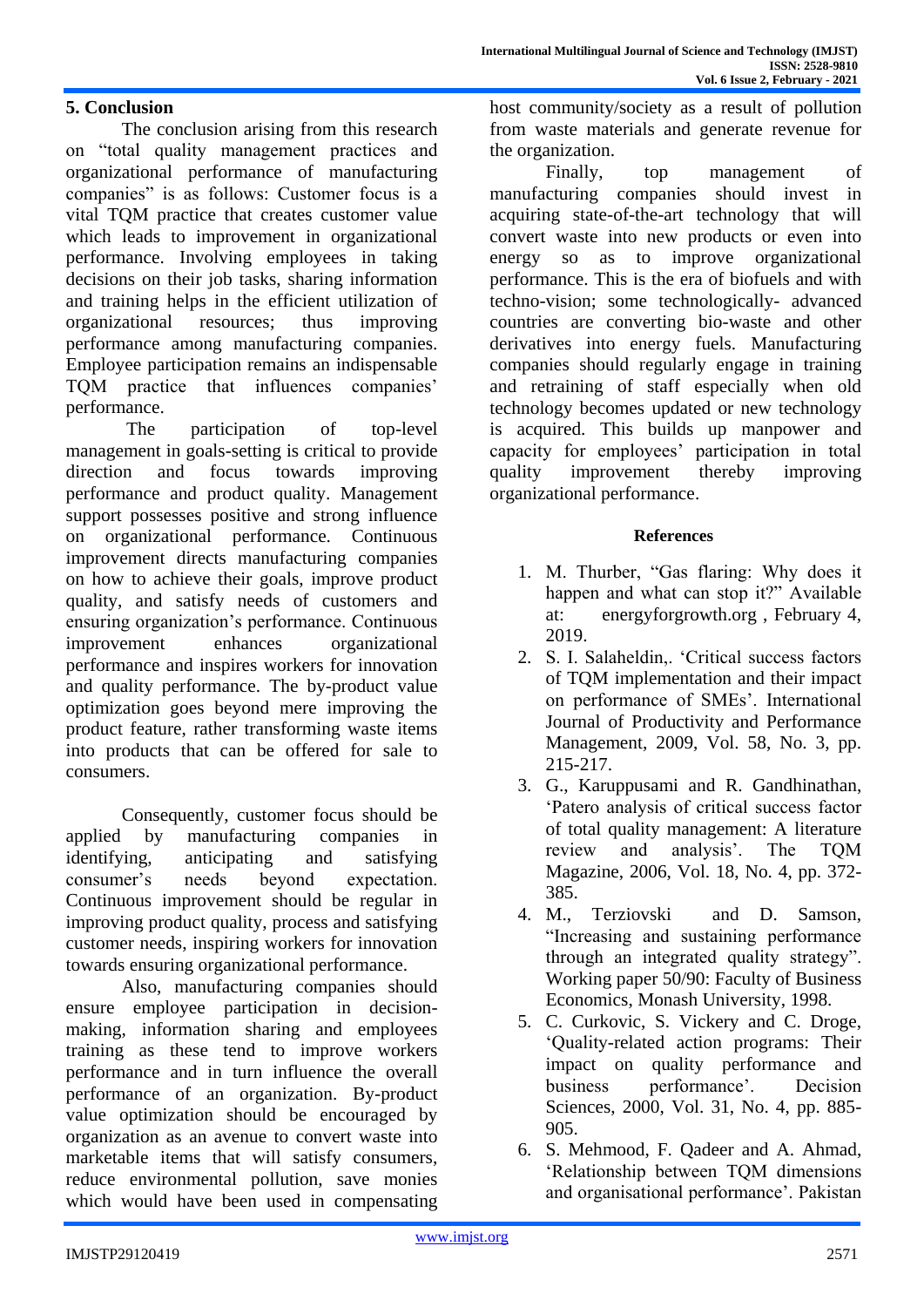## 5. Conclusion

The conclusion arising from this research on "total quality management practices and organizational performance of manufacturing companies" is as follows: Customer focus is a vital TQM practice that creates customer value which leads to improvement in organizational performance. Involving employees in taking decisions on their job tasks, sharing information and training helps in the efficient utilization of organizational resources; thus improving performance among manufacturing companies. Employee participation remains an indispensable TQM practice that influences companies' performance.

The participation of top-level management in goals-setting is critical to provide direction and focus towards improving performance and product quality. Management support possesses positive and strong influence on organizational performance. Continuous improvement directs manufacturing companies on how to achieve their goals, improve product quality, and satisfy needs of customers and ensuring organization's performance. Continuous improvement enhances organizational performance and inspires workers for innovation and quality performance. The by-product value optimization goes beyond mere improving the product feature, rather transforming waste items into products that can be offered for sale to consumers.

Consequently, customer focus should be applied by manufacturing companies in identifying, anticipating and satisfying consumer's needs beyond expectation. Continuous improvement should be regular in improving product quality, process and satisfying customer needs, inspiring workers for innovation towards ensuring organizational performance.

Also, manufacturing companies should ensure employee participation in decision-making, information sharing and employees training as these tend to improve workers performance and in turn influence the overall performance of an organization. By-product value optimization should be encouraged by organization as an avenue to convert waste into marketable items that will satisfy consumers, reduce environmental pollution, save monies which would have been used in compensating host community/society as a result of pollution from waste materials and generate revenue for the organization.

Finally, top management of manufacturing companies should invest in acquiring state-of-the-art technology that will convert waste into new products or even into energy so as to improve organizational performance. This is the era of biofuels and with techno-vision; some technologically- advanced countries are converting bio-waste and other derivatives into energy fuels. Manufacturing companies should regularly engage in training and retraining of staff especially when old technology becomes updated or new technology is acquired. This builds up manpower and capacity for employees' participation in total quality improvement thereby improving organizational performance.

### References

1. M. Thurber, "Gas flaring: Why does it happen and what can stop it?" Available at: energyforgrowth.org , February 4, 2019.
2. S. I. Salaheldin,. 'Critical success factors of TQM implementation and their impact on performance of SMEs'. International Journal of Productivity and Performance Management, 2009, Vol. 58, No. 3, pp. 215-217.
3. G., Karuppusami and R. Gandhinathan, 'Patero analysis of critical success factor of total quality management: A literature review and analysis'. The TQM Magazine, 2006, Vol. 18, No. 4, pp. 372-385.
4. M., Terziovski and D. Samson, "Increasing and sustaining performance through an integrated quality strategy". Working paper 50/90: Faculty of Business Economics, Monash University, 1998.
5. C. Curkovic, S. Vickery and C. Droge, 'Quality-related action programs: Their impact on quality performance and business performance'. Decision Sciences, 2000, Vol. 31, No. 4, pp. 885-905.
6. S. Mehmood, F. Qadeer and A. Ahmad, 'Relationship between TQM dimensions and organisational performance'. Pakistan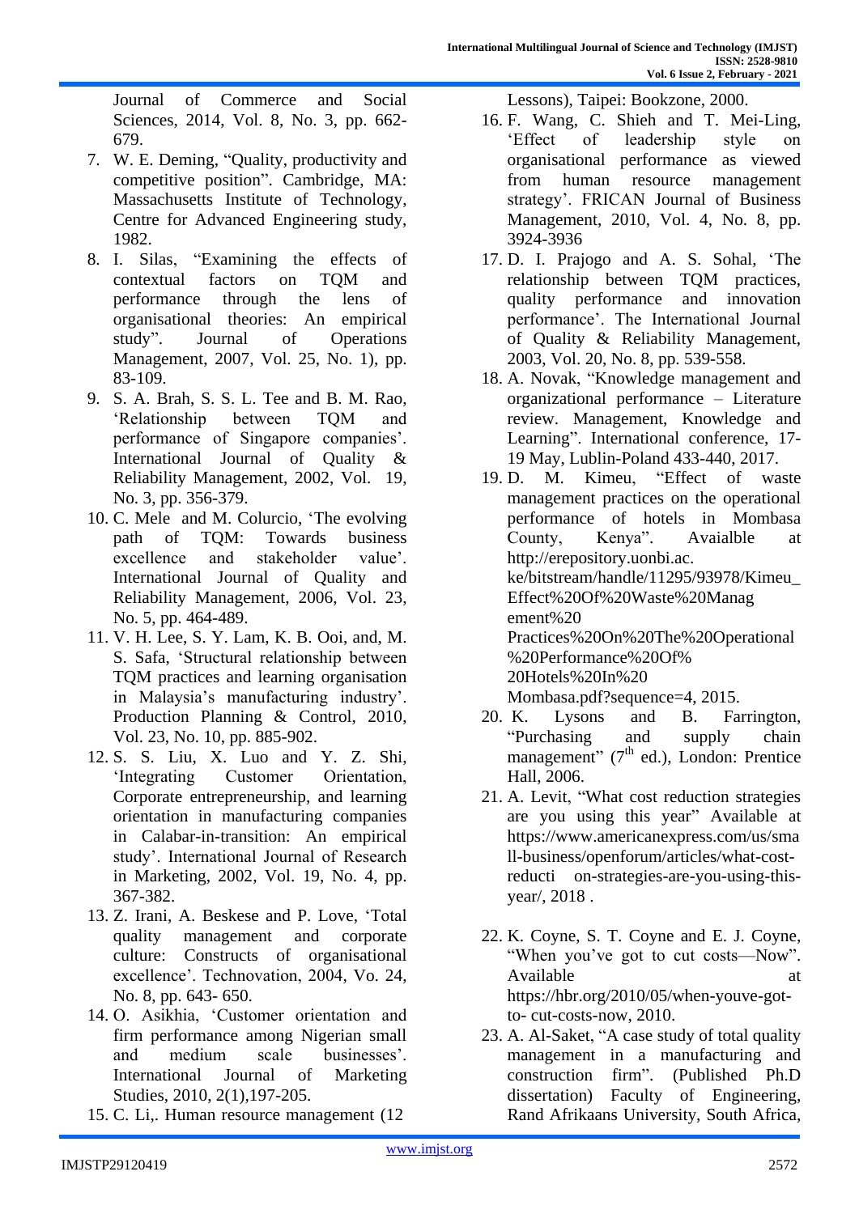Journal of Commerce and Social Sciences, 2014, Vol. 8, No. 3, pp. 662-679.

7. W. E. Deming, "Quality, productivity and competitive position". Cambridge, MA: Massachusetts Institute of Technology, Centre for Advanced Engineering study, 1982.
8. I. Silas, "Examining the effects of contextual factors on TQM and performance through the lens of organisational theories: An empirical study". Journal of Operations Management, 2007, Vol. 25, No. 1), pp. 83-109.
9. S. A. Brah, S. S. L. Tee and B. M. Rao, 'Relationship between TQM and performance of Singapore companies'. International Journal of Quality & Reliability Management, 2002, Vol. 19, No. 3, pp. 356-379.
10. C. Mele and M. Colurcio, 'The evolving path of TQM: Towards business excellence and stakeholder value'. International Journal of Quality and Reliability Management, 2006, Vol. 23, No. 5, pp. 464-489.
11. V. H. Lee, S. Y. Lam, K. B. Ooi, and, M. S. Safa, 'Structural relationship between TQM practices and learning organisation in Malaysia's manufacturing industry'. Production Planning & Control, 2010, Vol. 23, No. 10, pp. 885-902.
12. S. S. Liu, X. Luo and Y. Z. Shi, 'Integrating Customer Orientation, Corporate entrepreneurship, and learning orientation in manufacturing companies in Calabar-in-transition: An empirical study'. International Journal of Research in Marketing, 2002, Vol. 19, No. 4, pp. 367-382.
13. Z. Irani, A. Beskese and P. Love, 'Total quality management and corporate culture: Constructs of organisational excellence'. Technovation, 2004, Vo. 24, No. 8, pp. 643- 650.
14. O. Asikhia, 'Customer orientation and firm performance among Nigerian small and medium scale businesses'. International Journal of Marketing Studies, 2010, 2(1),197-205.
15. C. Li,. Human resource management (12 Lessons), Taipei: Bookzone, 2000.
16. F. Wang, C. Shieh and T. Mei-Ling, 'Effect of leadership style on organisational performance as viewed from human resource management strategy'. FRICAN Journal of Business Management, 2010, Vol. 4, No. 8, pp. 3924-3936
17. D. I. Prajogo and A. S. Sohal, 'The relationship between TQM practices, quality performance and innovation performance'. The International Journal of Quality & Reliability Management, 2003, Vol. 20, No. 8, pp. 539-558.
18. A. Novak, "Knowledge management and organizational performance – Literature review. Management, Knowledge and Learning". International conference, 17-19 May, Lublin-Poland 433-440, 2017.
19. D. M. Kimeu, "Effect of waste management practices on the operational performance of hotels in Mombasa County, Kenya". Avaialble at http://erepository.uonbi.ac. ke/bitstream/handle/11295/93978/Kimeu_Effect%20Of%20Waste%20Manag ement%20 Practices%20On%20The%20Operational %20Performance%20Of% 20Hotels%20In%20 Mombasa.pdf?sequence=4, 2015.
20. K. Lysons and B. Farrington, "Purchasing and supply chain management" (7th ed.), London: Prentice Hall, 2006.
21. A. Levit, "What cost reduction strategies are you using this year" Available at https://www.americanexpress.com/us/small-business/openforum/articles/what-cost-reducti on-strategies-are-you-using-this-year/, 2018 .
22. K. Coyne, S. T. Coyne and E. J. Coyne, "When you've got to cut costs—Now". Available at https://hbr.org/2010/05/when-youve-got-to- cut-costs-now, 2010.
23. A. Al-Saket, "A case study of total quality management in a manufacturing and construction firm". (Published Ph.D dissertation) Faculty of Engineering, Rand Afrikaans University, South Africa,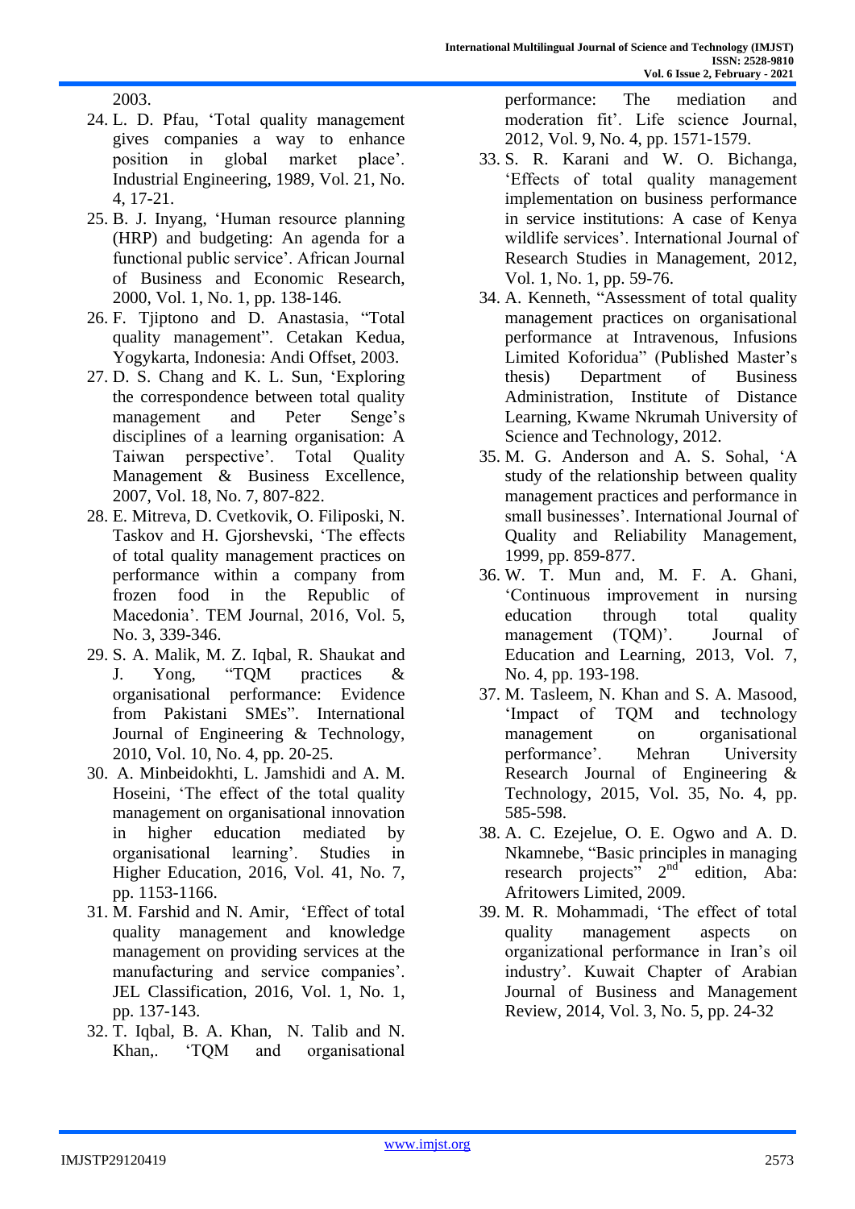2003.

24. L. D. Pfau, 'Total quality management gives companies a way to enhance position in global market place'. Industrial Engineering, 1989, Vol. 21, No. 4, 17-21.
25. B. J. Inyang, 'Human resource planning (HRP) and budgeting: An agenda for a functional public service'. African Journal of Business and Economic Research, 2000, Vol. 1, No. 1, pp. 138-146.
26. F. Tjiptono and D. Anastasia, "Total quality management". Cetakan Kedua, Yogykarta, Indonesia: Andi Offset, 2003.
27. D. S. Chang and K. L. Sun, 'Exploring the correspondence between total quality management and Peter Senge's disciplines of a learning organisation: A Taiwan perspective'. Total Quality Management & Business Excellence, 2007, Vol. 18, No. 7, 807-822.
28. E. Mitreva, D. Cvetkovik, O. Filiposki, N. Taskov and H. Gjorshevski, 'The effects of total quality management practices on performance within a company from frozen food in the Republic of Macedonia'. TEM Journal, 2016, Vol. 5, No. 3, 339-346.
29. S. A. Malik, M. Z. Iqbal, R. Shaukat and J. Yong, "TQM practices & organisational performance: Evidence from Pakistani SMEs". International Journal of Engineering & Technology, 2010, Vol. 10, No. 4, pp. 20-25.
30. A. Minbeidokhti, L. Jamshidi and A. M. Hoseini, 'The effect of the total quality management on organisational innovation in higher education mediated by organisational learning'. Studies in Higher Education, 2016, Vol. 41, No. 7, pp. 1153-1166.
31. M. Farshid and N. Amir, 'Effect of total quality management and knowledge management on providing services at the manufacturing and service companies'. JEL Classification, 2016, Vol. 1, No. 1, pp. 137-143.
32. T. Iqbal, B. A. Khan, N. Talib and N. Khan,. 'TQM and organisational performance: The mediation and moderation fit'. Life science Journal, 2012, Vol. 9, No. 4, pp. 1571-1579.
33. S. R. Karani and W. O. Bichanga, 'Effects of total quality management implementation on business performance in service institutions: A case of Kenya wildlife services'. International Journal of Research Studies in Management, 2012, Vol. 1, No. 1, pp. 59-76.
34. A. Kenneth, "Assessment of total quality management practices on organisational performance at Intravenous, Infusions Limited Koforidua" (Published Master's thesis) Department of Business Administration, Institute of Distance Learning, Kwame Nkrumah University of Science and Technology, 2012.
35. M. G. Anderson and A. S. Sohal, 'A study of the relationship between quality management practices and performance in small businesses'. International Journal of Quality and Reliability Management, 1999, pp. 859-877.
36. W. T. Mun and, M. F. A. Ghani, 'Continuous improvement in nursing education through total quality management (TQM)'. Journal of Education and Learning, 2013, Vol. 7, No. 4, pp. 193-198.
37. M. Tasleem, N. Khan and S. A. Masood, 'Impact of TQM and technology management on organisational performance'. Mehran University Research Journal of Engineering & Technology, 2015, Vol. 35, No. 4, pp. 585-598.
38. A. C. Ezejelue, O. E. Ogwo and A. D. Nkamnebe, "Basic principles in managing research projects" 2nd edition, Aba: Afritowers Limited, 2009.
39. M. R. Mohammadi, 'The effect of total quality management aspects on organizational performance in Iran's oil industry'. Kuwait Chapter of Arabian Journal of Business and Management Review, 2014, Vol. 3, No. 5, pp. 24-32